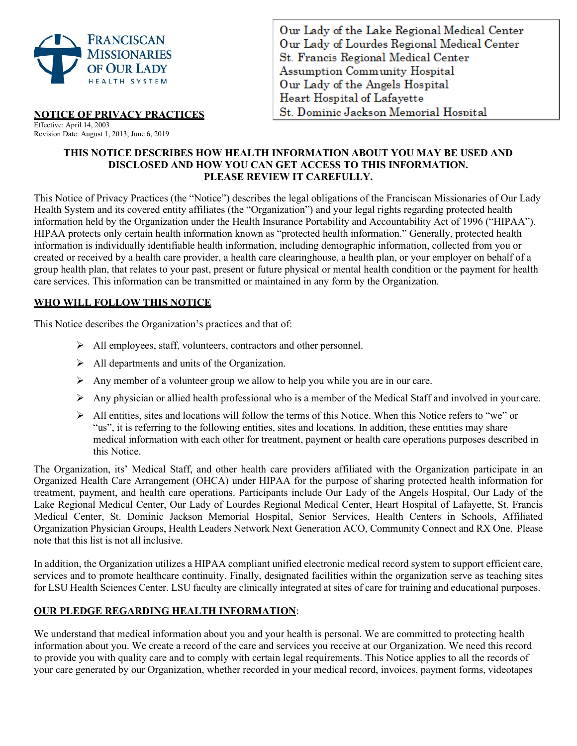FRANCISCAN MISSIONARIES OF OUR LADY HEALTH SYSTEM

Our Lady of the Lake Regional Medical Center
Our Lady of Lourdes Regional Medical Center
St. Francis Regional Medical Center
Assumption Community Hospital
Our Lady of the Angels Hospital
Heart Hospital of Lafayette
St. Dominic Jackson Memorial Hospital

## NOTICE OF PRIVACY PRACTICES

Effective: April 14, 2003
Revision Date: August 1, 2013, June 6, 2019

**THIS NOTICE DESCRIBES HOW HEALTH INFORMATION ABOUT YOU MAY BE USED AND DISCLOSED AND HOW YOU CAN GET ACCESS TO THIS INFORMATION. PLEASE REVIEW IT CAREFULLY.**

This Notice of Privacy Practices (the "Notice") describes the legal obligations of the Franciscan Missionaries of Our Lady Health System and its covered entity affiliates (the "Organization") and your legal rights regarding protected health information held by the Organization under the Health Insurance Portability and Accountability Act of 1996 ("HIPAA"). HIPAA protects only certain health information known as "protected health information." Generally, protected health information is individually identifiable health information, including demographic information, collected from you or created or received by a health care provider, a health care clearinghouse, a health plan, or your employer on behalf of a group health plan, that relates to your past, present or future physical or mental health condition or the payment for health care services. This information can be transmitted or maintained in any form by the Organization.

## WHO WILL FOLLOW THIS NOTICE

This Notice describes the Organization's practices and that of:

- All employees, staff, volunteers, contractors and other personnel.
- All departments and units of the Organization.
- Any member of a volunteer group we allow to help you while you are in our care.
- Any physician or allied health professional who is a member of the Medical Staff and involved in your care.
- All entities, sites and locations will follow the terms of this Notice. When this Notice refers to "we" or "us", it is referring to the following entities, sites and locations. In addition, these entities may share medical information with each other for treatment, payment or health care operations purposes described in this Notice.

The Organization, its' Medical Staff, and other health care providers affiliated with the Organization participate in an Organized Health Care Arrangement (OHCA) under HIPAA for the purpose of sharing protected health information for treatment, payment, and health care operations. Participants include Our Lady of the Angels Hospital, Our Lady of the Lake Regional Medical Center, Our Lady of Lourdes Regional Medical Center, Heart Hospital of Lafayette, St. Francis Medical Center, St. Dominic Jackson Memorial Hospital, Senior Services, Health Centers in Schools, Affiliated Organization Physician Groups, Health Leaders Network Next Generation ACO, Community Connect and RX One. Please note that this list is not all inclusive.

In addition, the Organization utilizes a HIPAA compliant unified electronic medical record system to support efficient care, services and to promote healthcare continuity. Finally, designated facilities within the organization serve as teaching sites for LSU Health Sciences Center. LSU faculty are clinically integrated at sites of care for training and educational purposes.

## OUR PLEDGE REGARDING HEALTH INFORMATION:

We understand that medical information about you and your health is personal. We are committed to protecting health information about you. We create a record of the care and services you receive at our Organization. We need this record to provide you with quality care and to comply with certain legal requirements. This Notice applies to all the records of your care generated by our Organization, whether recorded in your medical record, invoices, payment forms, videotapes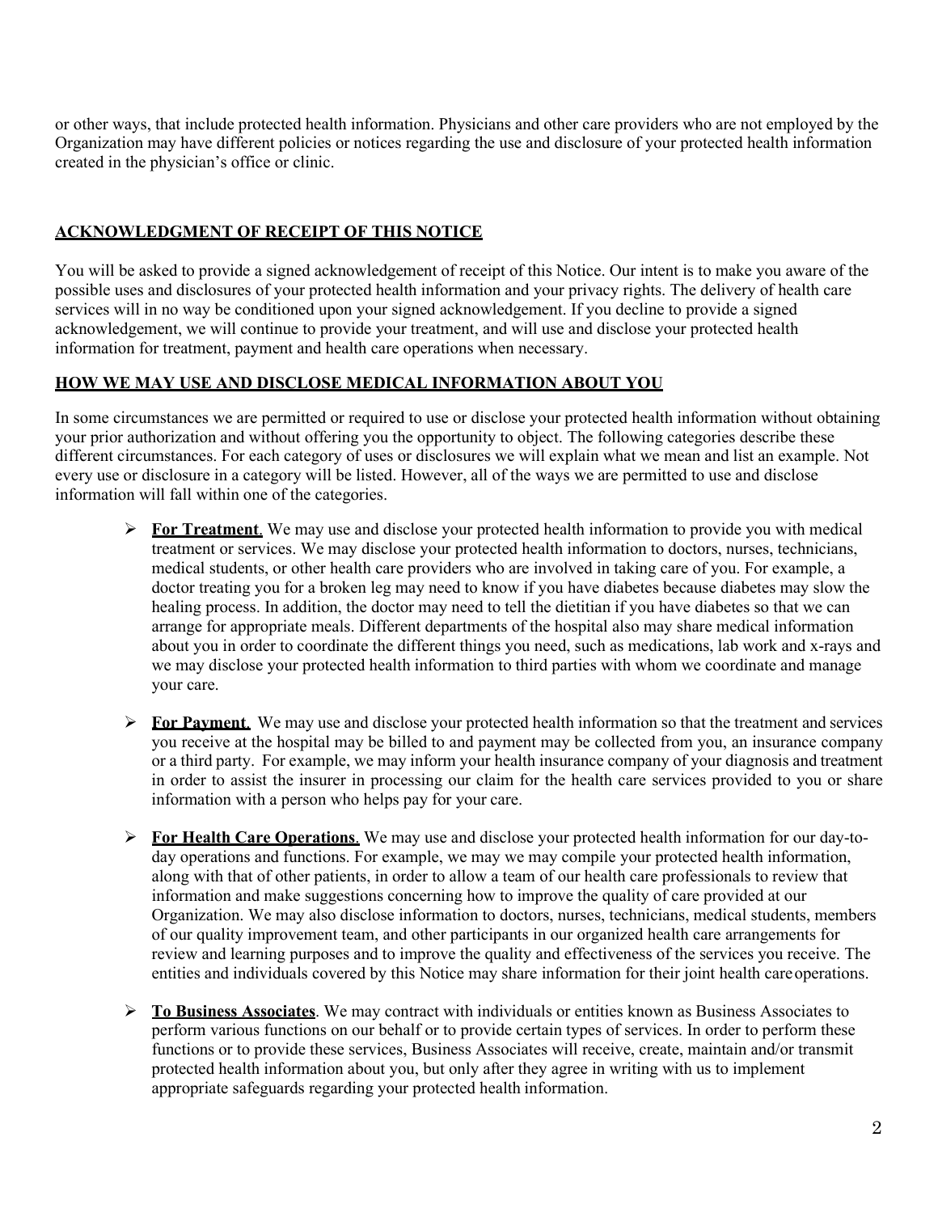or other ways, that include protected health information. Physicians and other care providers who are not employed by the Organization may have different policies or notices regarding the use and disclosure of your protected health information created in the physician's office or clinic.

## ACKNOWLEDGMENT OF RECEIPT OF THIS NOTICE

You will be asked to provide a signed acknowledgement of receipt of this Notice. Our intent is to make you aware of the possible uses and disclosures of your protected health information and your privacy rights. The delivery of health care services will in no way be conditioned upon your signed acknowledgement. If you decline to provide a signed acknowledgement, we will continue to provide your treatment, and will use and disclose your protected health information for treatment, payment and health care operations when necessary.

## HOW WE MAY USE AND DISCLOSE MEDICAL INFORMATION ABOUT YOU

In some circumstances we are permitted or required to use or disclose your protected health information without obtaining your prior authorization and without offering you the opportunity to object. The following categories describe these different circumstances. For each category of uses or disclosures we will explain what we mean and list an example. Not every use or disclosure in a category will be listed. However, all of the ways we are permitted to use and disclose information will fall within one of the categories.

- **For Treatment**. We may use and disclose your protected health information to provide you with medical treatment or services. We may disclose your protected health information to doctors, nurses, technicians, medical students, or other health care providers who are involved in taking care of you. For example, a doctor treating you for a broken leg may need to know if you have diabetes because diabetes may slow the healing process. In addition, the doctor may need to tell the dietitian if you have diabetes so that we can arrange for appropriate meals. Different departments of the hospital also may share medical information about you in order to coordinate the different things you need, such as medications, lab work and x-rays and we may disclose your protected health information to third parties with whom we coordinate and manage your care.

- **For Payment**. We may use and disclose your protected health information so that the treatment and services you receive at the hospital may be billed to and payment may be collected from you, an insurance company or a third party. For example, we may inform your health insurance company of your diagnosis and treatment in order to assist the insurer in processing our claim for the health care services provided to you or share information with a person who helps pay for your care.

- **For Health Care Operations**. We may use and disclose your protected health information for our day-to-day operations and functions. For example, we may we may compile your protected health information, along with that of other patients, in order to allow a team of our health care professionals to review that information and make suggestions concerning how to improve the quality of care provided at our Organization. We may also disclose information to doctors, nurses, technicians, medical students, members of our quality improvement team, and other participants in our organized health care arrangements for review and learning purposes and to improve the quality and effectiveness of the services you receive. The entities and individuals covered by this Notice may share information for their joint health care operations.

- **To Business Associates**. We may contract with individuals or entities known as Business Associates to perform various functions on our behalf or to provide certain types of services. In order to perform these functions or to provide these services, Business Associates will receive, create, maintain and/or transmit protected health information about you, but only after they agree in writing with us to implement appropriate safeguards regarding your protected health information.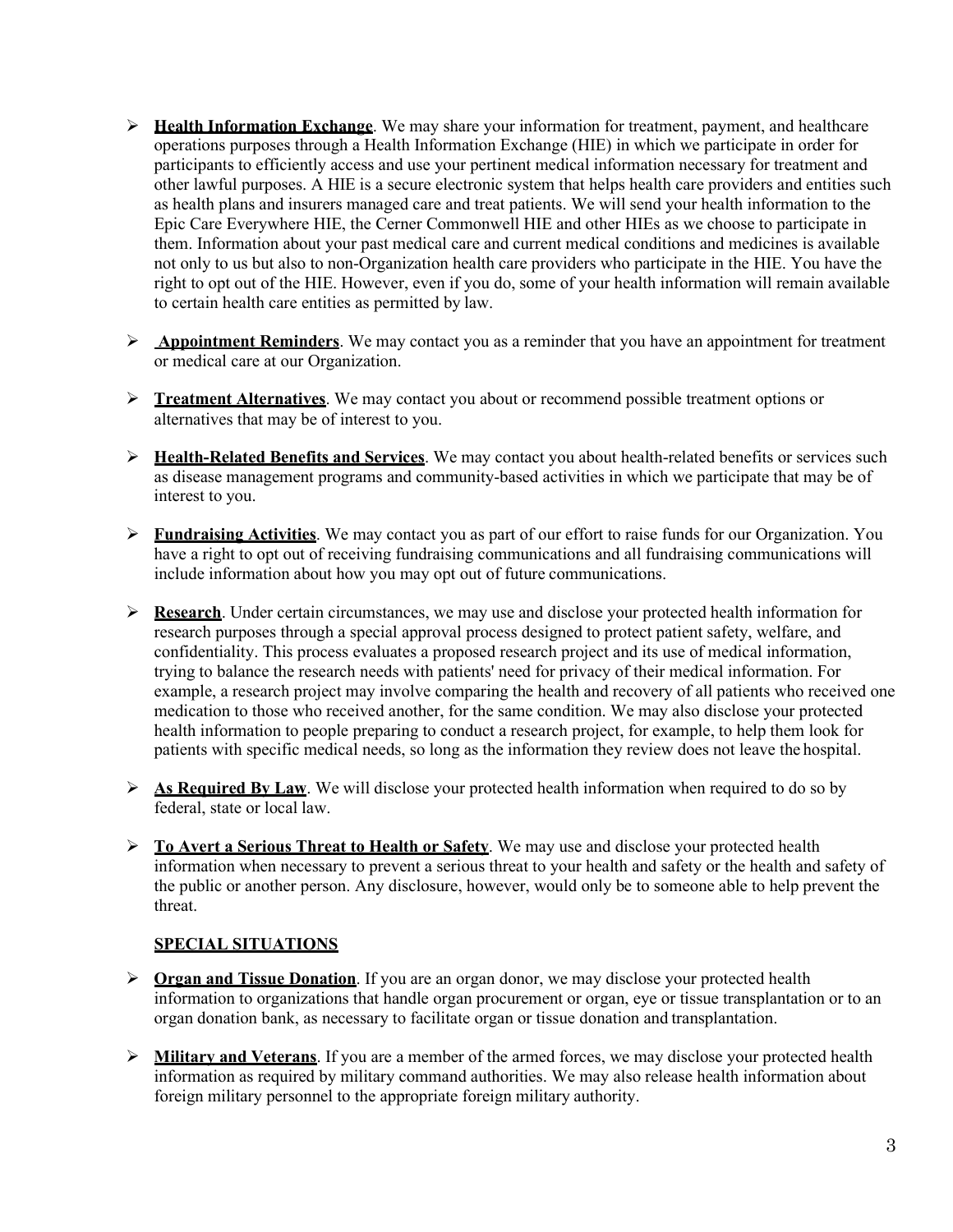- **Health Information Exchange**. We may share your information for treatment, payment, and healthcare operations purposes through a Health Information Exchange (HIE) in which we participate in order for participants to efficiently access and use your pertinent medical information necessary for treatment and other lawful purposes. A HIE is a secure electronic system that helps health care providers and entities such as health plans and insurers managed care and treat patients. We will send your health information to the Epic Care Everywhere HIE, the Cerner Commonwell HIE and other HIEs as we choose to participate in them. Information about your past medical care and current medical conditions and medicines is available not only to us but also to non-Organization health care providers who participate in the HIE. You have the right to opt out of the HIE. However, even if you do, some of your health information will remain available to certain health care entities as permitted by law.

- **Appointment Reminders**. We may contact you as a reminder that you have an appointment for treatment or medical care at our Organization.

- **Treatment Alternatives**. We may contact you about or recommend possible treatment options or alternatives that may be of interest to you.

- **Health-Related Benefits and Services**. We may contact you about health-related benefits or services such as disease management programs and community-based activities in which we participate that may be of interest to you.

- **Fundraising Activities**. We may contact you as part of our effort to raise funds for our Organization. You have a right to opt out of receiving fundraising communications and all fundraising communications will include information about how you may opt out of future communications.

- **Research**. Under certain circumstances, we may use and disclose your protected health information for research purposes through a special approval process designed to protect patient safety, welfare, and confidentiality. This process evaluates a proposed research project and its use of medical information, trying to balance the research needs with patients' need for privacy of their medical information. For example, a research project may involve comparing the health and recovery of all patients who received one medication to those who received another, for the same condition. We may also disclose your protected health information to people preparing to conduct a research project, for example, to help them look for patients with specific medical needs, so long as the information they review does not leave the hospital.

- **As Required By Law**. We will disclose your protected health information when required to do so by federal, state or local law.

- **To Avert a Serious Threat to Health or Safety**. We may use and disclose your protected health information when necessary to prevent a serious threat to your health and safety or the health and safety of the public or another person. Any disclosure, however, would only be to someone able to help prevent the threat.

## SPECIAL SITUATIONS

- **Organ and Tissue Donation**. If you are an organ donor, we may disclose your protected health information to organizations that handle organ procurement or organ, eye or tissue transplantation or to an organ donation bank, as necessary to facilitate organ or tissue donation and transplantation.

- **Military and Veterans**. If you are a member of the armed forces, we may disclose your protected health information as required by military command authorities. We may also release health information about foreign military personnel to the appropriate foreign military authority.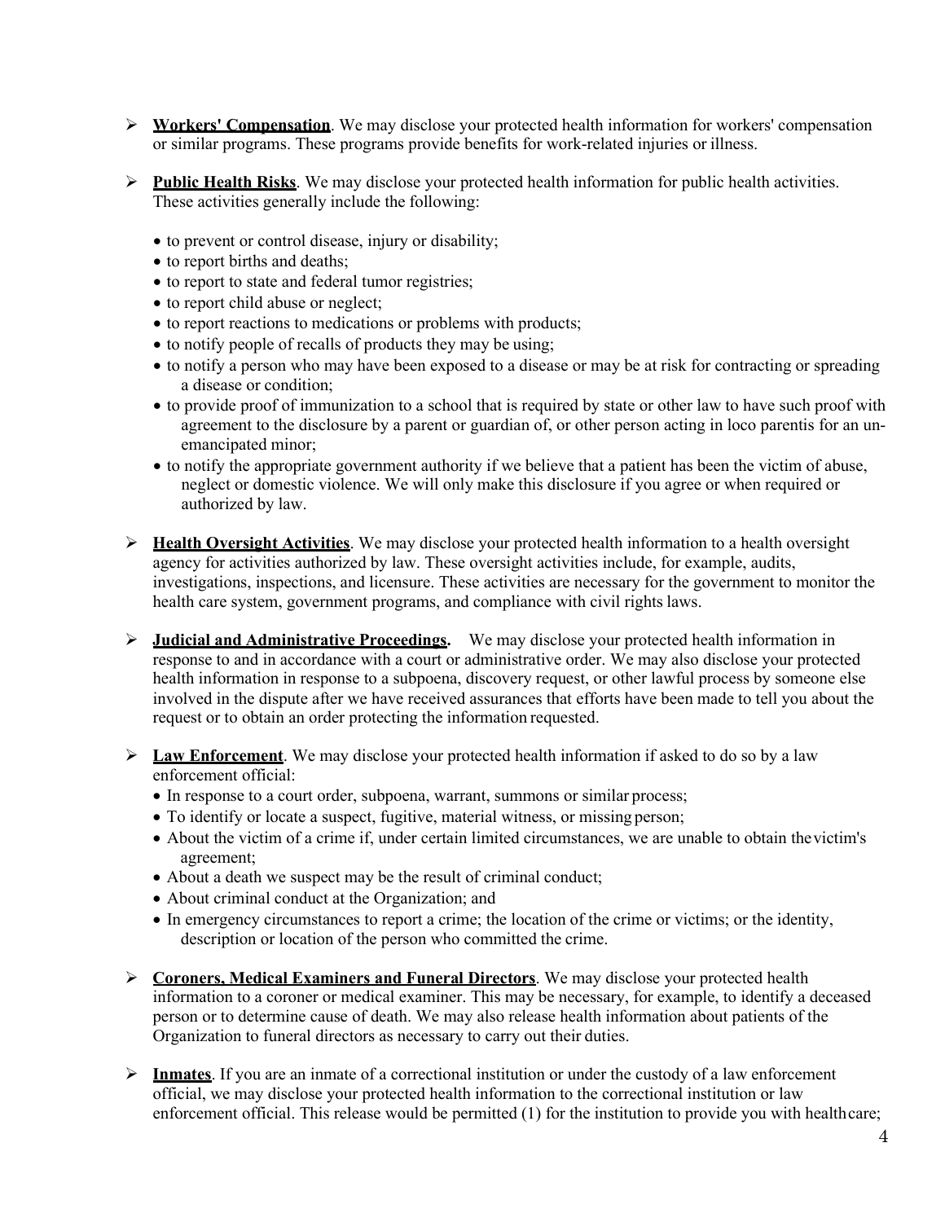- **Workers' Compensation**. We may disclose your protected health information for workers' compensation or similar programs. These programs provide benefits for work-related injuries or illness.

- **Public Health Risks**. We may disclose your protected health information for public health activities. These activities generally include the following:

  - to prevent or control disease, injury or disability;
  - to report births and deaths;
  - to report to state and federal tumor registries;
  - to report child abuse or neglect;
  - to report reactions to medications or problems with products;
  - to notify people of recalls of products they may be using;
  - to notify a person who may have been exposed to a disease or may be at risk for contracting or spreading a disease or condition;
  - to provide proof of immunization to a school that is required by state or other law to have such proof with agreement to the disclosure by a parent or guardian of, or other person acting in loco parentis for an un-emancipated minor;
  - to notify the appropriate government authority if we believe that a patient has been the victim of abuse, neglect or domestic violence. We will only make this disclosure if you agree or when required or authorized by law.

- **Health Oversight Activities**. We may disclose your protected health information to a health oversight agency for activities authorized by law. These oversight activities include, for example, audits, investigations, inspections, and licensure. These activities are necessary for the government to monitor the health care system, government programs, and compliance with civil rights laws.

- **Judicial and Administrative Proceedings.** We may disclose your protected health information in response to and in accordance with a court or administrative order. We may also disclose your protected health information in response to a subpoena, discovery request, or other lawful process by someone else involved in the dispute after we have received assurances that efforts have been made to tell you about the request or to obtain an order protecting the information requested.

- **Law Enforcement**. We may disclose your protected health information if asked to do so by a law enforcement official:
  - In response to a court order, subpoena, warrant, summons or similar process;
  - To identify or locate a suspect, fugitive, material witness, or missing person;
  - About the victim of a crime if, under certain limited circumstances, we are unable to obtain the victim's agreement;
  - About a death we suspect may be the result of criminal conduct;
  - About criminal conduct at the Organization; and
  - In emergency circumstances to report a crime; the location of the crime or victims; or the identity, description or location of the person who committed the crime.

- **Coroners, Medical Examiners and Funeral Directors**. We may disclose your protected health information to a coroner or medical examiner. This may be necessary, for example, to identify a deceased person or to determine cause of death. We may also release health information about patients of the Organization to funeral directors as necessary to carry out their duties.

- **Inmates**. If you are an inmate of a correctional institution or under the custody of a law enforcement official, we may disclose your protected health information to the correctional institution or law enforcement official. This release would be permitted (1) for the institution to provide you with health care;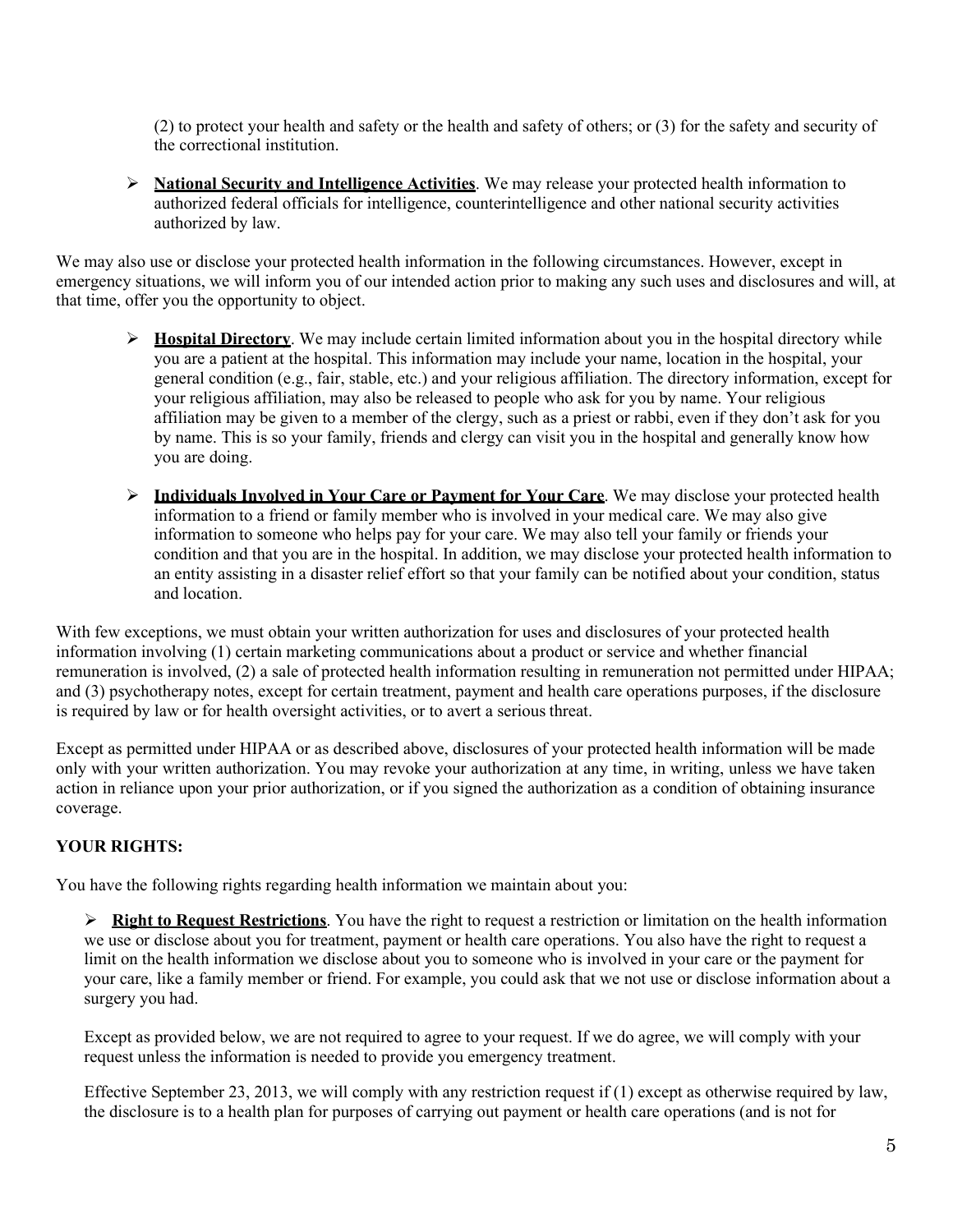(2) to protect your health and safety or the health and safety of others; or (3) for the safety and security of the correctional institution.

- **National Security and Intelligence Activities**. We may release your protected health information to authorized federal officials for intelligence, counterintelligence and other national security activities authorized by law.

We may also use or disclose your protected health information in the following circumstances. However, except in emergency situations, we will inform you of our intended action prior to making any such uses and disclosures and will, at that time, offer you the opportunity to object.

- **Hospital Directory**. We may include certain limited information about you in the hospital directory while you are a patient at the hospital. This information may include your name, location in the hospital, your general condition (e.g., fair, stable, etc.) and your religious affiliation. The directory information, except for your religious affiliation, may also be released to people who ask for you by name. Your religious affiliation may be given to a member of the clergy, such as a priest or rabbi, even if they don't ask for you by name. This is so your family, friends and clergy can visit you in the hospital and generally know how you are doing.

- **Individuals Involved in Your Care or Payment for Your Care**. We may disclose your protected health information to a friend or family member who is involved in your medical care. We may also give information to someone who helps pay for your care. We may also tell your family or friends your condition and that you are in the hospital. In addition, we may disclose your protected health information to an entity assisting in a disaster relief effort so that your family can be notified about your condition, status and location.

With few exceptions, we must obtain your written authorization for uses and disclosures of your protected health information involving (1) certain marketing communications about a product or service and whether financial remuneration is involved, (2) a sale of protected health information resulting in remuneration not permitted under HIPAA; and (3) psychotherapy notes, except for certain treatment, payment and health care operations purposes, if the disclosure is required by law or for health oversight activities, or to avert a serious threat.

Except as permitted under HIPAA or as described above, disclosures of your protected health information will be made only with your written authorization. You may revoke your authorization at any time, in writing, unless we have taken action in reliance upon your prior authorization, or if you signed the authorization as a condition of obtaining insurance coverage.

**YOUR RIGHTS:**

You have the following rights regarding health information we maintain about you:

- **Right to Request Restrictions**. You have the right to request a restriction or limitation on the health information we use or disclose about you for treatment, payment or health care operations. You also have the right to request a limit on the health information we disclose about you to someone who is involved in your care or the payment for your care, like a family member or friend. For example, you could ask that we not use or disclose information about a surgery you had.

  Except as provided below, we are not required to agree to your request. If we do agree, we will comply with your request unless the information is needed to provide you emergency treatment.

  Effective September 23, 2013, we will comply with any restriction request if (1) except as otherwise required by law, the disclosure is to a health plan for purposes of carrying out payment or health care operations (and is not for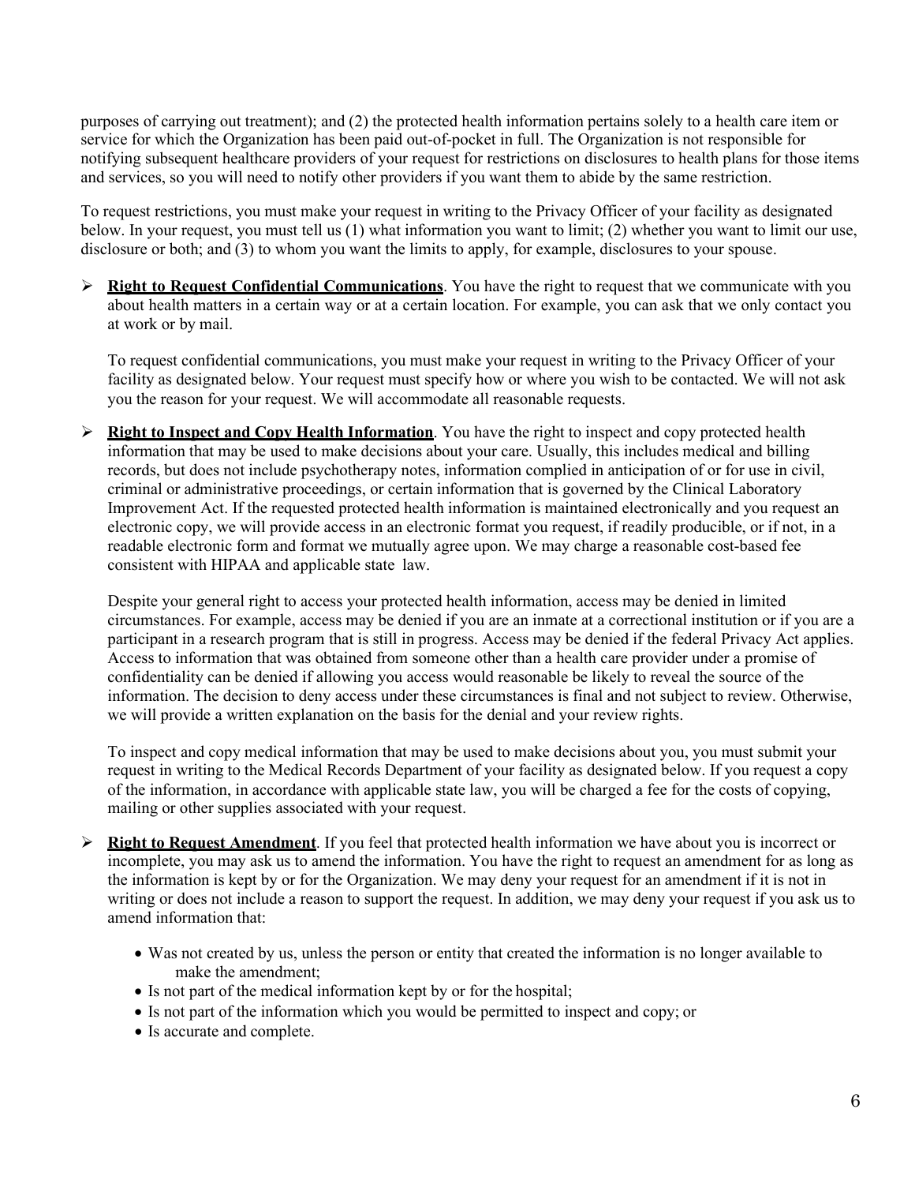purposes of carrying out treatment); and (2) the protected health information pertains solely to a health care item or service for which the Organization has been paid out-of-pocket in full. The Organization is not responsible for notifying subsequent healthcare providers of your request for restrictions on disclosures to health plans for those items and services, so you will need to notify other providers if you want them to abide by the same restriction.

To request restrictions, you must make your request in writing to the Privacy Officer of your facility as designated below. In your request, you must tell us (1) what information you want to limit; (2) whether you want to limit our use, disclosure or both; and (3) to whom you want the limits to apply, for example, disclosures to your spouse.

- **Right to Request Confidential Communications**. You have the right to request that we communicate with you about health matters in a certain way or at a certain location. For example, you can ask that we only contact you at work or by mail.

  To request confidential communications, you must make your request in writing to the Privacy Officer of your facility as designated below. Your request must specify how or where you wish to be contacted. We will not ask you the reason for your request. We will accommodate all reasonable requests.

- **Right to Inspect and Copy Health Information**. You have the right to inspect and copy protected health information that may be used to make decisions about your care. Usually, this includes medical and billing records, but does not include psychotherapy notes, information complied in anticipation of or for use in civil, criminal or administrative proceedings, or certain information that is governed by the Clinical Laboratory Improvement Act. If the requested protected health information is maintained electronically and you request an electronic copy, we will provide access in an electronic format you request, if readily producible, or if not, in a readable electronic form and format we mutually agree upon. We may charge a reasonable cost-based fee consistent with HIPAA and applicable state law.

  Despite your general right to access your protected health information, access may be denied in limited circumstances. For example, access may be denied if you are an inmate at a correctional institution or if you are a participant in a research program that is still in progress. Access may be denied if the federal Privacy Act applies. Access to information that was obtained from someone other than a health care provider under a promise of confidentiality can be denied if allowing you access would reasonable be likely to reveal the source of the information. The decision to deny access under these circumstances is final and not subject to review. Otherwise, we will provide a written explanation on the basis for the denial and your review rights.

  To inspect and copy medical information that may be used to make decisions about you, you must submit your request in writing to the Medical Records Department of your facility as designated below. If you request a copy of the information, in accordance with applicable state law, you will be charged a fee for the costs of copying, mailing or other supplies associated with your request.

- **Right to Request Amendment**. If you feel that protected health information we have about you is incorrect or incomplete, you may ask us to amend the information. You have the right to request an amendment for as long as the information is kept by or for the Organization. We may deny your request for an amendment if it is not in writing or does not include a reason to support the request. In addition, we may deny your request if you ask us to amend information that:

  - Was not created by us, unless the person or entity that created the information is no longer available to make the amendment;
  - Is not part of the medical information kept by or for the hospital;
  - Is not part of the information which you would be permitted to inspect and copy; or
  - Is accurate and complete.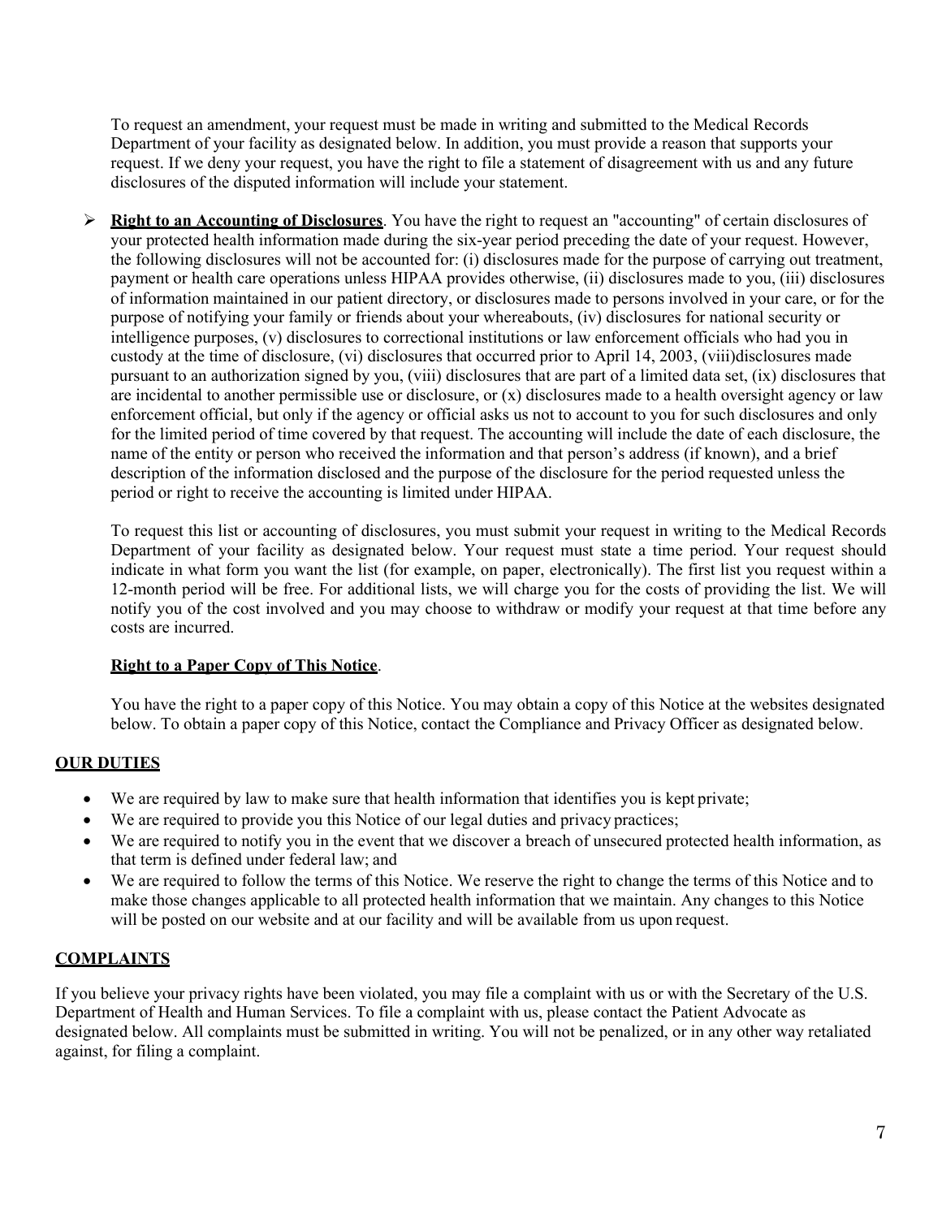To request an amendment, your request must be made in writing and submitted to the Medical Records Department of your facility as designated below. In addition, you must provide a reason that supports your request. If we deny your request, you have the right to file a statement of disagreement with us and any future disclosures of the disputed information will include your statement.

- **Right to an Accounting of Disclosures**. You have the right to request an "accounting" of certain disclosures of your protected health information made during the six-year period preceding the date of your request. However, the following disclosures will not be accounted for: (i) disclosures made for the purpose of carrying out treatment, payment or health care operations unless HIPAA provides otherwise, (ii) disclosures made to you, (iii) disclosures of information maintained in our patient directory, or disclosures made to persons involved in your care, or for the purpose of notifying your family or friends about your whereabouts, (iv) disclosures for national security or intelligence purposes, (v) disclosures to correctional institutions or law enforcement officials who had you in custody at the time of disclosure, (vi) disclosures that occurred prior to April 14, 2003, (viii)disclosures made pursuant to an authorization signed by you, (viii) disclosures that are part of a limited data set, (ix) disclosures that are incidental to another permissible use or disclosure, or (x) disclosures made to a health oversight agency or law enforcement official, but only if the agency or official asks us not to account to you for such disclosures and only for the limited period of time covered by that request. The accounting will include the date of each disclosure, the name of the entity or person who received the information and that person's address (if known), and a brief description of the information disclosed and the purpose of the disclosure for the period requested unless the period or right to receive the accounting is limited under HIPAA.

  To request this list or accounting of disclosures, you must submit your request in writing to the Medical Records Department of your facility as designated below. Your request must state a time period. Your request should indicate in what form you want the list (for example, on paper, electronically). The first list you request within a 12-month period will be free. For additional lists, we will charge you for the costs of providing the list. We will notify you of the cost involved and you may choose to withdraw or modify your request at that time before any costs are incurred.

  **Right to a Paper Copy of This Notice**.

  You have the right to a paper copy of this Notice. You may obtain a copy of this Notice at the websites designated below. To obtain a paper copy of this Notice, contact the Compliance and Privacy Officer as designated below.

## OUR DUTIES

- We are required by law to make sure that health information that identifies you is kept private;
- We are required to provide you this Notice of our legal duties and privacy practices;
- We are required to notify you in the event that we discover a breach of unsecured protected health information, as that term is defined under federal law; and
- We are required to follow the terms of this Notice. We reserve the right to change the terms of this Notice and to make those changes applicable to all protected health information that we maintain. Any changes to this Notice will be posted on our website and at our facility and will be available from us upon request.

## COMPLAINTS

If you believe your privacy rights have been violated, you may file a complaint with us or with the Secretary of the U.S. Department of Health and Human Services. To file a complaint with us, please contact the Patient Advocate as designated below. All complaints must be submitted in writing. You will not be penalized, or in any other way retaliated against, for filing a complaint.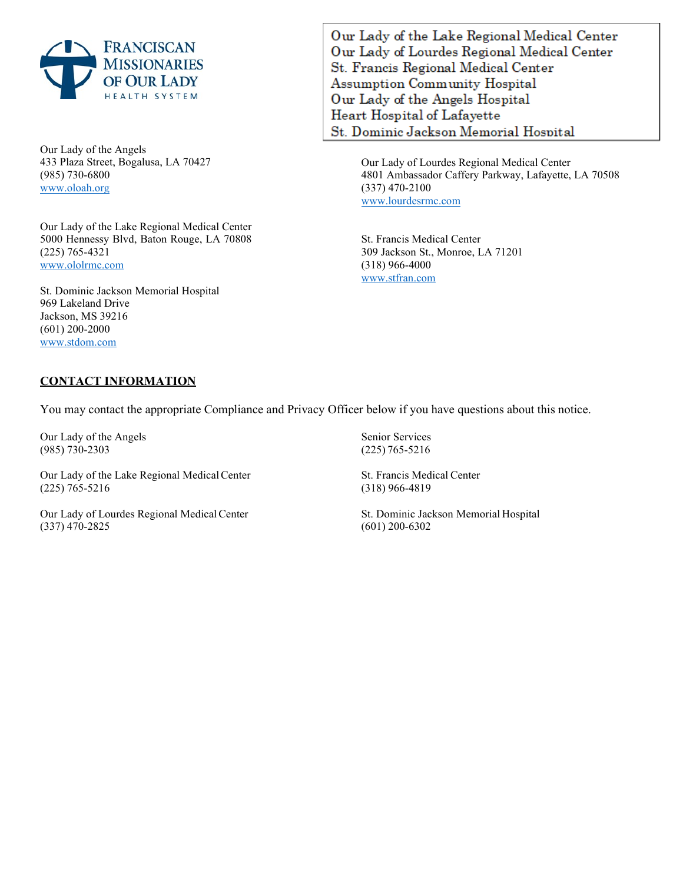FRANCISCAN MISSIONARIES OF OUR LADY HEALTH SYSTEM

Our Lady of the Lake Regional Medical Center
Our Lady of Lourdes Regional Medical Center
St. Francis Regional Medical Center
Assumption Community Hospital
Our Lady of the Angels Hospital
Heart Hospital of Lafayette
St. Dominic Jackson Memorial Hospital

Our Lady of the Angels
433 Plaza Street, Bogalusa, LA 70427
(985) 730-6800
www.oloah.org

Our Lady of the Lake Regional Medical Center
5000 Hennessy Blvd, Baton Rouge, LA 70808
(225) 765-4321
www.ololrmc.com

St. Dominic Jackson Memorial Hospital
969 Lakeland Drive
Jackson, MS 39216
(601) 200-2000
www.stdom.com

Our Lady of Lourdes Regional Medical Center
4801 Ambassador Caffery Parkway, Lafayette, LA 70508
(337) 470-2100
www.lourdesrmc.com

St. Francis Medical Center
309 Jackson St., Monroe, LA 71201
(318) 966-4000
www.stfran.com

## CONTACT INFORMATION

You may contact the appropriate Compliance and Privacy Officer below if you have questions about this notice.

Our Lady of the Angels
(985) 730-2303

Our Lady of the Lake Regional Medical Center
(225) 765-5216

Our Lady of Lourdes Regional Medical Center
(337) 470-2825

Senior Services
(225) 765-5216

St. Francis Medical Center
(318) 966-4819

St. Dominic Jackson Memorial Hospital
(601) 200-6302